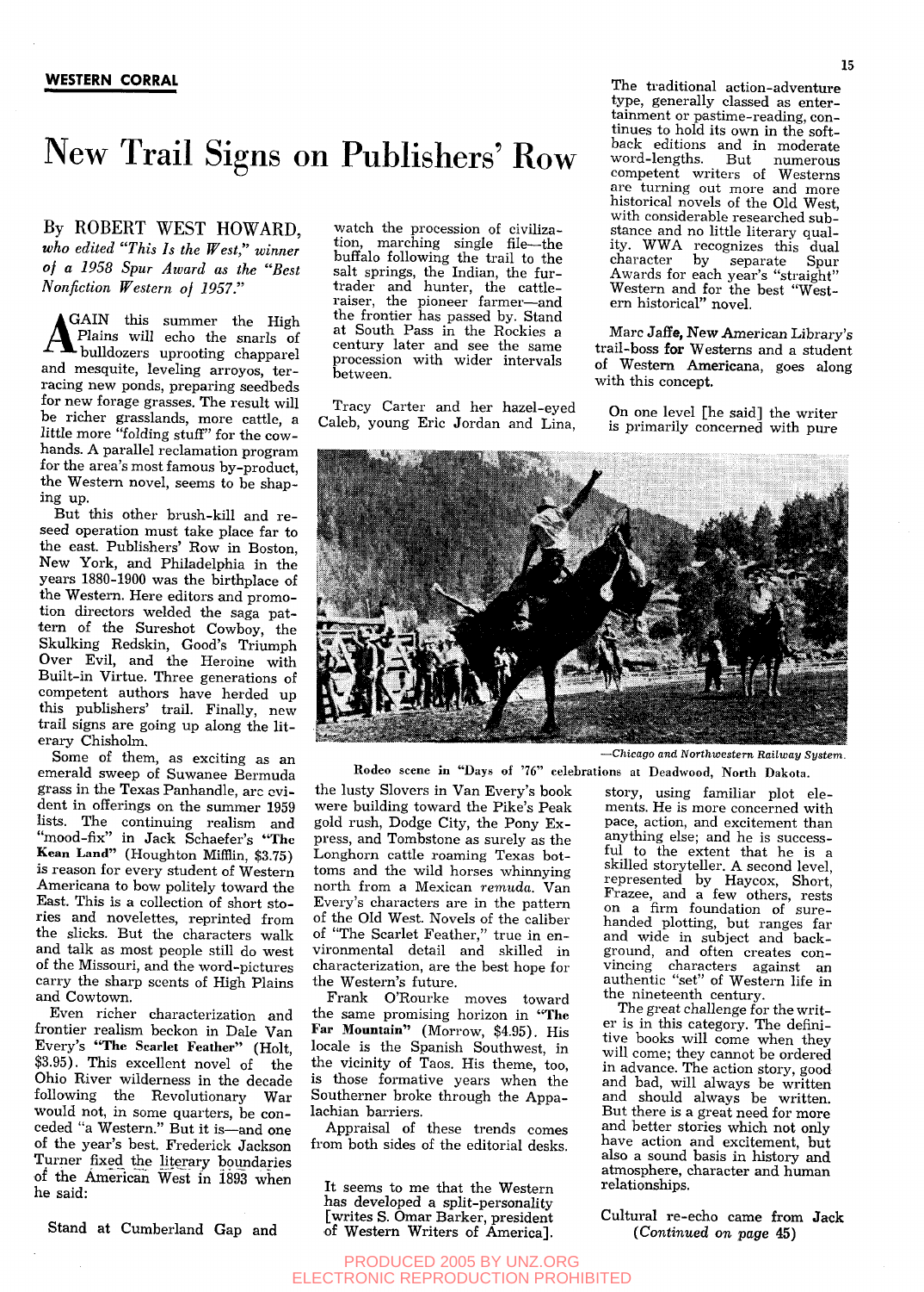# New Trail Signs on Publishers' Row

By ROBERT WEST HOWARD, *who edited "This Is the West," winner of a 1958 Spur Award as the "Best Nonfiction Western of 1957."*

AGAIN this summer the High Plains will echo the snarls of bulldozers uprooting chapparel and mesquite, leveling arroyos, terracing new ponds, preparing seedbeds for new forage grasses. The result will be richer grasslands, more cattle, a little more "folding stuff" for the cowhands. A parallel reclamation program for the area's most famous by-product, the Western novel, seems to be shaping up.

But this other brush-kill and reseed operation must take place far to the east. Publishers' Row in Boston, New York, and Philadelphia in the years 1880-1900 was the birthplace of the Western. Here editors and promotion directors welded the saga pattern of the Sureshot Cowboy, the Skulking Redskin, Good's Triumph Over Evil, and the Heroine with Built-in Virtue. Three generations of competent authors have herded up this publishers' trail. Finally, new trail signs are going up along the literary Chisholm.

Some of them, as exciting as an emerald sweep of Suwanee Bermuda grass in the Texas Panhandle, are evident in offerings on the summer 1959 lists. The continuing realism and "mood-fix" in Jack Schaefer's **"The Kean Land"** (Houghton Mifflin, $3.75) is reason for every student of Western Americana to bow politely toward the East. This is a collection of short stories and novelettes, reprinted from the slicks. But the characters walk and talk as most people still do west of the Missouri, and the word-pictures carry the sharp scents of High Plains and Cowtown.

Even richer characterization and frontier realism beckon in Dale Van Every's **"The Scarlet Feather"** (Holt, $3.95). This excellent novel of the Ohio River wilderness in the decade following the Revolutionary War would not, in some quarters, be conceded "a Western." But it is—and one of the year's best. Frederick Jackson Turner fixed the literary boundaries of the American West in 1893 when he said:

> Stand at Cumberland Gap and watch the procession of civilization, marching single file—the buffalo following the trail to the salt springs, the Indian, the fur-trader and hunter, the cattle-raiser, the pioneer farmer—and the frontier has passed by. Stand at South Pass in the Rockies a century later and see the same procession with wider intervals between.

Tracy Carter and her hazel-eyed Caleb, young Eric Jordan and Lina, the lusty Slovers in Van Every's book were building toward the Pike's Peak gold rush, Dodge City, the Pony Express, and Tombstone as surely as the Longhorn cattle roaming Texas bottoms and the wild horses whinnying north from a Mexican *remuda*. Van Every's characters are in the pattern of the Old West. Novels of the caliber of "The Scarlet Feather," true in environmental detail and skilled in characterization, are the best hope for the Western's future.

Frank O'Rourke moves toward the same promising horizon in **"The Far Mountain"** (Morrow, $4.95). His locale is the Spanish Southwest, in the vicinity of Taos. His theme, too, is those formative years when the Southerner broke through the Appalachian barriers.

Appraisal of these trends comes from both sides of the editorial desks.

> It seems to me that the Western has developed a split-personality [writes S. Omar Barker, president of Western Writers of America]. The traditional action-adventure type, generally classed as entertainment or pastime-reading, continues to hold its own in the softback editions and in moderate word-lengths. But numerous competent writers of Westerns are turning out more and more historical novels of the Old West, with considerable researched substance and no little literary quality. WWA recognizes this dual character by separate Spur Awards for each year's "straight" Western and for the best "Western historical" novel.

Marc Jaffe, New American Library's trail-boss for Westerns and a student of Western Americana, goes along with this concept.

> On one level [he said] the writer is primarily concerned with pure story, using familiar plot elements. He is more concerned with pace, action, and excitement than anything else; and he is successful to the extent that he is a skilled storyteller. A second level, represented by Haycox, Short, Frazee, and a few others, rests on a firm foundation of sure-handed plotting, but ranges far and wide in subject and background, and often creates convincing characters against an authentic "set" of Western life in the nineteenth century.
>
> The great challenge for the writer is in this category. The definitive books will come when they will come; they cannot be ordered in advance. The action story, good and bad, will always be written and should always be written. But there is a great need for more and better stories which not only have action and excitement, but also a sound basis in history and atmosphere, character and human relationships.

*—Chicago and Northwestern Railway System.*

Rodeo scene in "Days of '76" celebrations at Deadwood, North Dakota.

Cultural re-echo came from Jack (*Continued on page 45*)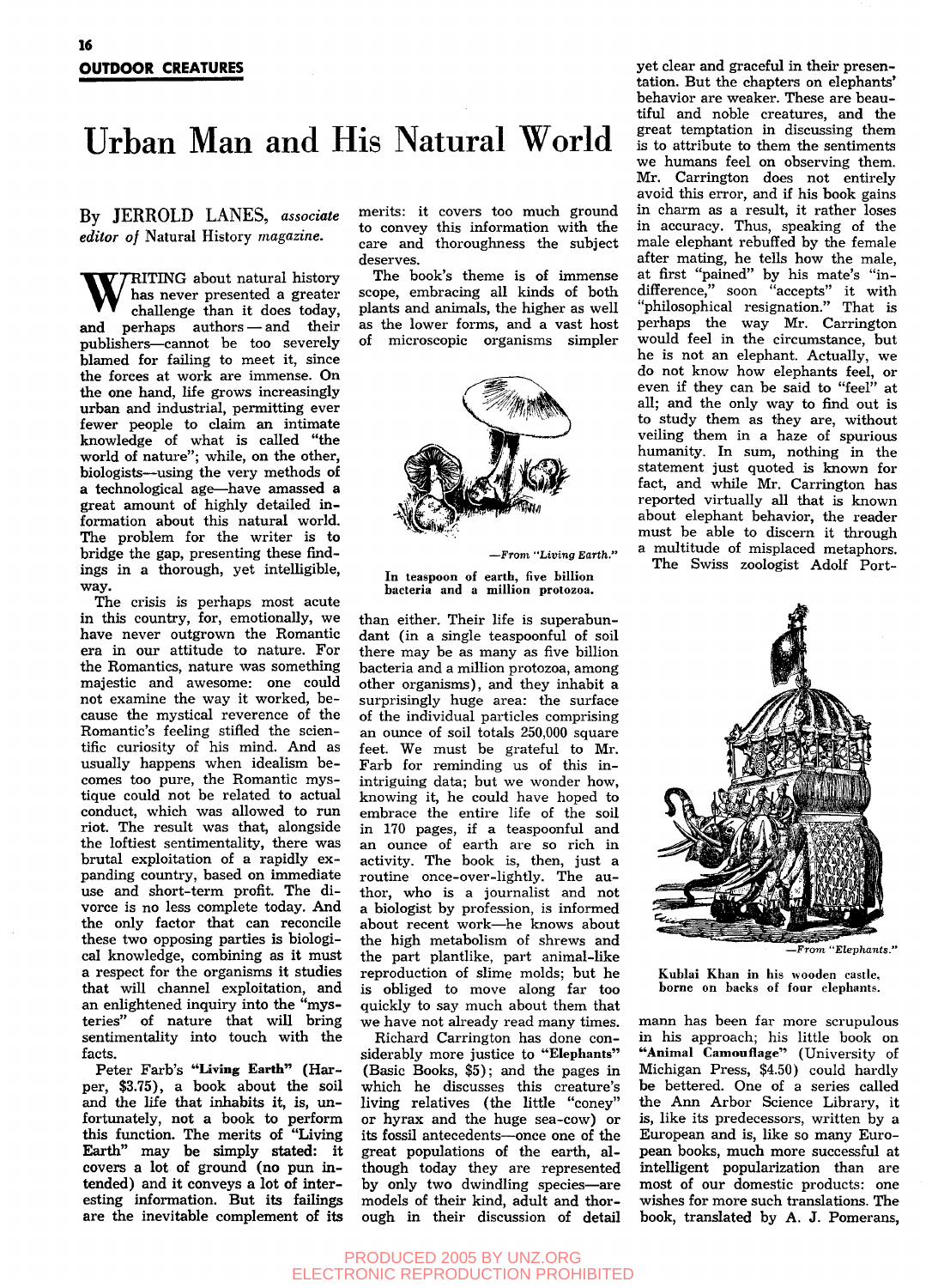# Urban Man and His Natural World

By **JERROLD LANES**, *associate editor of* Natural History *magazine.*

WRITING about natural history has never presented a greater challenge than it does today, and perhaps authors—and their publishers—cannot be too severely blamed for failing to meet it, since the forces at work are immense. On the one hand, life grows increasingly urban and industrial, permitting ever fewer people to claim an intimate knowledge of what is called "the world of nature"; while, on the other, biologists—using the very methods of a technological age—have amassed a great amount of highly detailed information about this natural world. The problem for the writer is to bridge the gap, presenting these findings in a thorough, yet intelligible, way.

The crisis is perhaps most acute in this country, for, emotionally, we have never outgrown the Romantic era in our attitude to nature. For the Romantics, nature was something majestic and awesome: one could not examine the way it worked, because the mystical reverence of the Romantic's feeling stifled the scientific curiosity of his mind. And as usually happens when idealism becomes too pure, the Romantic mystique could not be related to actual conduct, which was allowed to run riot. The result was that, alongside the loftiest sentimentality, there was brutal exploitation of a rapidly expanding country, based on immediate use and short-term profit. The divorce is no less complete today. And the only factor that can reconcile these two opposing parties is biological knowledge, combining as it must a respect for the organisms it studies that will channel exploitation, and an enlightened inquiry into the "mysteries" of nature that will bring sentimentality into touch with the facts.

Peter Farb's **"Living Earth"** (Harper, $3.75), a book about the soil and the life that inhabits it, is, unfortunately, not a book to perform this function. The merits of "Living Earth" may be simply stated: it covers a lot of ground (no pun intended) and it conveys a lot of interesting information. But its failings are the inevitable complement of its merits: it covers too much ground to convey this information with the care and thoroughness the subject deserves.

The book's theme is of immense scope, embracing all kinds of both plants and animals, the higher as well as the lower forms, and a vast host of microscopic organisms simpler than either. Their life is superabundant (in a single teaspoonful of soil there may be as many as five billion bacteria and a million protozoa, among other organisms), and they inhabit a surprisingly huge area: the surface of the individual particles comprising an ounce of soil totals 250,000 square feet. We must be grateful to Mr. Farb for reminding us of this inintriguing data; but we wonder how, knowing it, he could have hoped to embrace the entire life of the soil in 170 pages, if a teaspoonful and an ounce of earth are so rich in activity. The book is, then, just a routine once-over-lightly. The author, who is a journalist and not a biologist by profession, is informed about recent work—he knows about the high metabolism of shrews and the part plantlike, part animal-like reproduction of slime molds; but he is obliged to move along far too quickly to say much about them that we have not already read many times.

—*From "Living Earth."*

**In teaspoon of earth, five billion bacteria and a million protozoa.**

Richard Carrington has done considerably more justice to **"Elephants"** (Basic Books, $5); and the pages in which he discusses this creature's living relatives (the little "coney" or hyrax and the huge sea-cow) or its fossil antecedents—once one of the great populations of the earth, although today they are represented by only two dwindling species—are models of their kind, adult and thorough in their discussion of detail yet clear and graceful in their presentation. But the chapters on elephants' behavior are weaker. These are beautiful and noble creatures, and the great temptation in discussing them is to attribute to them the sentiments we humans feel on observing them. Mr. Carrington does not entirely avoid this error, and if his book gains in charm as a result, it rather loses in accuracy. Thus, speaking of the male elephant rebuffed by the female after mating, he tells how the male, at first "pained" by his mate's "indifference," soon "accepts" it with "philosophical resignation." That is perhaps the way Mr. Carrington would feel in the circumstance, but he is not an elephant. Actually, we do not know how elephants feel, or even if they can be said to "feel" at all; and the only way to find out is to study them as they are, without veiling them in a haze of spurious humanity. In sum, nothing in the statement just quoted is known for fact, and while Mr. Carrington has reported virtually all that is known about elephant behavior, the reader must be able to discern it through a multitude of misplaced metaphors.

—*From "Elephants."*

**Kublai Khan in his wooden castle, borne on backs of four elephants.**

The Swiss zoologist Adolf Portmann has been far more scrupulous in his approach; his little book on **"Animal Camouflage"** (University of Michigan Press, $4.50) could hardly be bettered. One of a series called the Ann Arbor Science Library, it is, like its predecessors, written by a European and is, like so many European books, much more successful at intelligent popularization than are most of our domestic products: one wishes for more such translations. The book, translated by A. J. Pomerans,